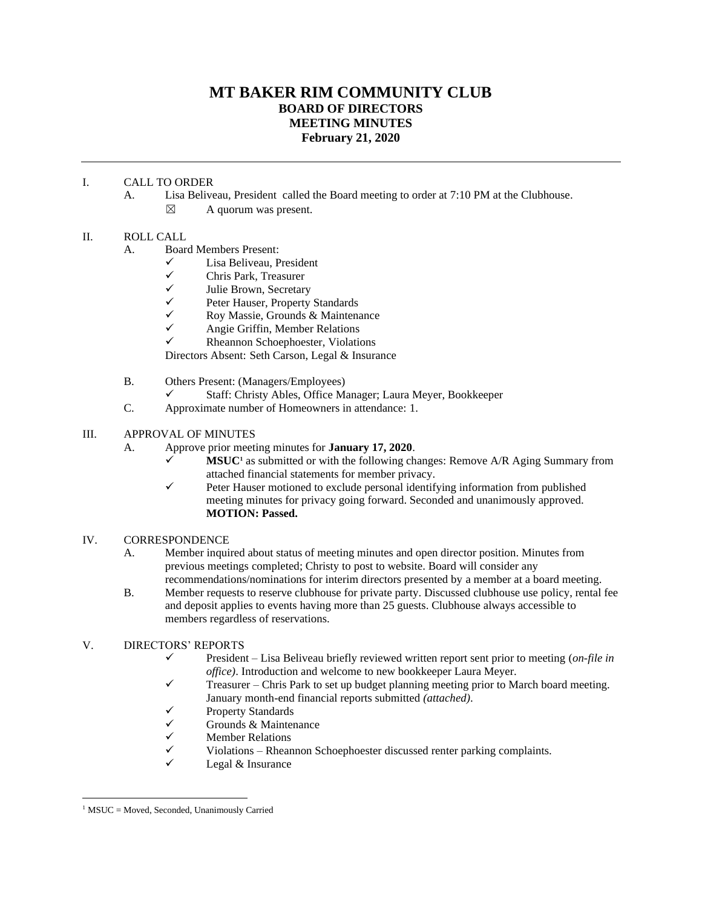# MT BAKER RIM COMMUNITY CLUB
## BOARD OF DIRECTORS
## MEETING MINUTES
## February 21, 2020

---

I. CALL TO ORDER

A. Lisa Beliveau, President called the Board meeting to order at 7:10 PM at the Clubhouse.

☒ A quorum was present.

II. ROLL CALL

A. Board Members Present:

- ✓ Lisa Beliveau, President
- ✓ Chris Park, Treasurer
- ✓ Julie Brown, Secretary
- ✓ Peter Hauser, Property Standards
- ✓ Roy Massie, Grounds & Maintenance
- ✓ Angie Griffin, Member Relations
- ✓ Rheannon Schoephoester, Violations

Directors Absent: Seth Carson, Legal & Insurance

B. Others Present: (Managers/Employees)

- ✓ Staff: Christy Ables, Office Manager; Laura Meyer, Bookkeeper

C. Approximate number of Homeowners in attendance: 1.

III. APPROVAL OF MINUTES

A. Approve prior meeting minutes for **January 17, 2020**.

- ✓ **MSUC**[1] as submitted or with the following changes: Remove A/R Aging Summary from attached financial statements for member privacy.
- ✓ Peter Hauser motioned to exclude personal identifying information from published meeting minutes for privacy going forward. Seconded and unanimously approved. **MOTION: Passed.**

IV. CORRESPONDENCE

A. Member inquired about status of meeting minutes and open director position. Minutes from previous meetings completed; Christy to post to website. Board will consider any recommendations/nominations for interim directors presented by a member at a board meeting.

B. Member requests to reserve clubhouse for private party. Discussed clubhouse use policy, rental fee and deposit applies to events having more than 25 guests. Clubhouse always accessible to members regardless of reservations.

V. DIRECTORS' REPORTS

- ✓ President – Lisa Beliveau briefly reviewed written report sent prior to meeting (*on-file in office)*. Introduction and welcome to new bookkeeper Laura Meyer.
- ✓ Treasurer – Chris Park to set up budget planning meeting prior to March board meeting. January month-end financial reports submitted *(attached)*.
- ✓ Property Standards
- ✓ Grounds & Maintenance
- ✓ Member Relations
- ✓ Violations – Rheannon Schoephoester discussed renter parking complaints.
- ✓ Legal & Insurance

---

[1] MSUC = Moved, Seconded, Unanimously Carried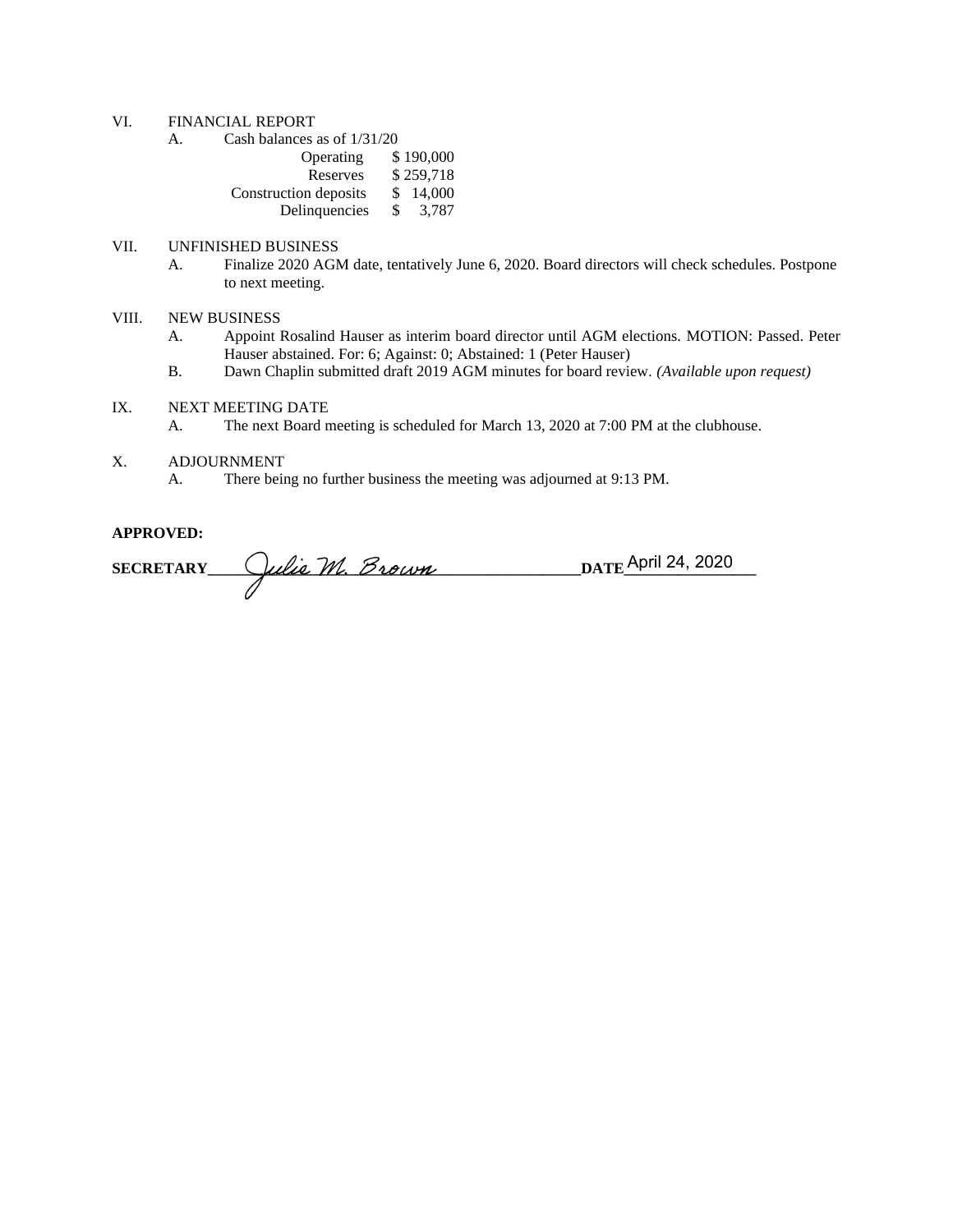VI. FINANCIAL REPORT

A. Cash balances as of 1/31/20

| | |
|---|---|
| Operating | $ 190,000 |
| Reserves | $ 259,718 |
| Construction deposits | $ 14,000 |
| Delinquencies | $ 3,787 |

VII. UNFINISHED BUSINESS

A. Finalize 2020 AGM date, tentatively June 6, 2020. Board directors will check schedules. Postpone to next meeting.

VIII. NEW BUSINESS

A. Appoint Rosalind Hauser as interim board director until AGM elections. MOTION: Passed. Peter Hauser abstained. For: 6; Against: 0; Abstained: 1 (Peter Hauser)

B. Dawn Chaplin submitted draft 2019 AGM minutes for board review. *(Available upon request)*

IX. NEXT MEETING DATE

A. The next Board meeting is scheduled for March 13, 2020 at 7:00 PM at the clubhouse.

X. ADJOURNMENT

A. There being no further business the meeting was adjourned at 9:13 PM.

**APPROVED:**

**SECRETARY** Julie M. Brown **DATE** April 24, 2020